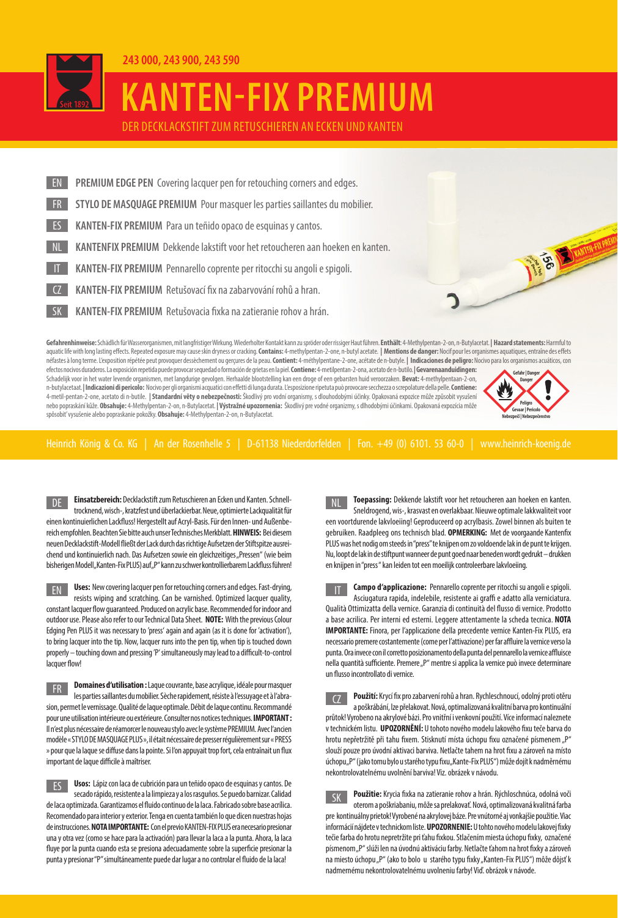243 000, 243 900, 243 590

# KANTEN-FIX PREMIUM

DER DECKLACKSTIFT ZUM RETUSCHIEREN AN ECKEN UND KANTEN

EN **PREMIUM EDGE PEN** Covering lacquer pen for retouching corners and edges.

FR **STYLO DE MASQUAGE PREMIUM** Pour masquer les parties saillantes du mobilier.

ES **KANTEN-FIX PREMIUM** Para un teñido opaco de esquinas y cantos.

NL **KANTENFIX PREMIUM** Dekkende lakstift voor het retoucheren aan hoeken en kanten.

IT **KANTEN-FIX PREMIUM** Pennarello coprente per ritocchi su angoli e spigoli.

CZ **KANTEN-FIX PREMIUM** Retušovací fix na zabarvování rohů a hran.

SK **KANTEN-FIX PREMIUM** Retušovacia fixka na zatieranie rohov a hrán.

**Gefahrenhinweise:** Schädlich für Wasserorganismen, mit langfristiger Wirkung. Wiederholter Kontakt kann zu spröder oder rissiger Haut führen. **Enthält**: 4-Methylpentan-2-on, n-Butylacetat. **| Hazard statements:** Harmful to aquatic life with long lasting effects. Repeated exposure may cause skin dryness or cracking. **Contains:** 4-methylpentan-2-one, n-butyl acetate. **| Mentions de danger:** Nocif pour les organismes aquatiques, entraîne des effets néfastes à long terme. L'exposition répétée peut provoquer dessèchement ou gerçures de la peau. **Contient:** 4-méthylpentane-2-one, acétate de n-butyle. **| Indicaciones de peligro:** Nocivo para los organismos acuáticos, con efectos nocivos duraderos. La exposición repetida puede provocar sequedad o formación de grietas en la piel. **Contiene:** 4-metilpentan-2-ona, acetato de n-butilo. **| Gevarenaanduidingen:** Schadelijk voor in het water levende organismen, met langdurige gevolgen. Herhaalde blootstelling kan een droge of een gebarsten huid veroorzaken. **Bevat:** 4-methylpentaan-2-on, n-butylacetaat. **| Indicazioni di pericolo:** Nocivo per gli organismi acquatici con effetti di lunga durata. L'esposizione ripetuta può provocare secchezza o screpolature della pelle. **Contiene:** 4-metil-pentan-2-one, acetato di n-butile. **| Standardní věty o nebezpečnosti:** Škodlivý pro vodní organismy, s dlouhodobými účinky. Opakovaná expozice může způsobit vysušení nebo popraskání kůže. **Obsahuje:** 4-Methylpentan-2-on, n-Butylacetat. **| Výstražné upozornenia:** Škodlivý pre vodné organizmy, s dlhodobými účinkami. Opakovaná expozícia môže spôsobiť vysušenie alebo popraskanie pokožky. **Obsahuje:** 4-Methylpentan-2-on, n-Butylacetat.

Gefahr | Danger | Danger | Peligro | Gevaar | Pericolo | Nebezpečí | Nebezpečenstvo

Heinrich König & Co. KG | An der Rosenhelle 5 | D-61138 Niederdorfelden | Fon. +49 (0) 6101. 53 60-0 | www.heinrich-koenig.de

DE **Einsatzbereich:** Decklackstift zum Retuschieren an Ecken und Kanten. Schnelltrocknend, wisch-, kratzfest und überlackierbar. Neue, optimierte Lackqualität für einen kontinuierlichen Lackfluss! Hergestellt auf Acryl-Basis. Für den Innen- und Außenbereich empfohlen. Beachten Sie bitte auch unser Technisches Merkblatt. **HINWEIS:** Bei diesem neuen Decklackstift-Modell fließt der Lack durch das richtige Aufsetzen der Stiftspitze ausreichend und kontinuierlich nach. Das Aufsetzen sowie ein gleichzeitiges „Pressen" (wie beim bisherigen Modell „Kanten-Fix PLUS) auf „P" kann zu schwer kontrollierbarem Lackfluss führen!

EN **Uses:** New covering lacquer pen for retouching corners and edges. Fast-drying, resists wiping and scratching. Can be varnished. Optimized lacquer quality, constant lacquer flow guaranteed. Produced on acrylic base. Recommended for indoor and outdoor use. Please also refer to our Technical Data Sheet. **NOTE:** With the previous Colour Edging Pen PLUS it was necessary to 'press' again and again (as it is done for 'activation'), to bring lacquer into the tip. Now, lacquer runs into the pen tip, when tip is touched down properly – touching down and pressing 'P' simultaneously may lead to a difficult-to-control lacquer flow!

FR **Domaines d'utilisation :** Laque couvrante, base acrylique, idéale pour masquer les parties saillantes du mobilier. Sèche rapidement, résiste à l'essuyage et à l'abrasion, permet le vernissage. Qualité de laque optimale. Débit de laque continu. Recommandé pour une utilisation intérieure ou extérieure. Consulter nos notices techniques. **IMPORTANT :** Il n'est plus nécessaire de réamorcer le nouveau stylo avec le système PREMIUM. Avec l'ancien modèle « STYLO DE MASQUAGE PLUS », il était nécessaire de presser régulièrement sur « PRESS » pour que la laque se diffuse dans la pointe. Si l'on appuyait trop fort, cela entraînait un flux important de laque difficile à maîtriser.

ES **Usos:** Lápiz con laca de cubrición para un teñido opaco de esquinas y cantos. De secado rápido, resistente a la limpieza y a los rasguños. Se puedo barnizar. Calidad de laca optimizada. Garantizamos el fluido continuo de la laca. Fabricado sobre base acrílica. Recomendado para interior y exterior. Tenga en cuenta también lo que dicen nuestras hojas de instrucciones. **NOTA IMPORTANTE:** Con el previo KANTEN-FIX PLUS era necesario presionar una y otra vez (como se hace para la activación) para llevar la laca a la punta. Ahora, la laca fluye por la punta cuando esta se presiona adecuadamente sobre la superficie presionar la punta y presionar "P" simultáneamente puede dar lugar a no controlar el fluido de la laca!

NL **Toepassing:** Dekkende lakstift voor het retoucheren aan hoeken en kanten. Sneldrogend, wis-, krasvast en overlakbaar. Nieuwe optimale lakkwaliteit voor een voortdurende lakvloeiing! Geproduceerd op acrylbasis. Zowel binnen als buiten te gebruiken. Raadpleeg ons technisch blad. **OPMERKING:** Met de voorgaande Kantenfix PLUS was het nodig om steeds in "press" te knijpen om zo voldoende lak in de punt te krijgen. Nu, loopt de lak in de stiftpunt wanneer de punt goed naar beneden wordt gedrukt – drukken en knijpen in "press" kan leiden tot een moeilijk controleerbare lakvloeiing.

IT **Campo d'applicazione:** Pennarello coprente per ritocchi su angoli e spigoli. Asciugatura rapida, indelebile, resistente ai graffi e adatto alla verniciatura. Qualità Ottimizzata della vernice. Garanzia di continuità del flusso di vernice. Prodotto a base acrilica. Per interni ed esterni. Leggere attentamente la scheda tecnica. **NOTA IMPORTANTE:** Finora, per l'applicazione della precedente vernice Kanten-Fix PLUS, era necessario premere costantemente (come per l'attivazione) per far affluire la vernice verso la punta. Ora invece con il corretto posizionamento della punta del pennarello la vernice affluisce nella quantità sufficiente. Premere „P" mentre si applica la vernice può invece determinare un flusso incontrollato di vernice.

CZ **Použití:** Krycí fix pro zabarvení rohů a hran. Rychleschnoucí, odolný proti otěru a poškrábání, lze přelakovat. Nová, optimalizovaná kvalitní barva pro kontinuální průtok! Vyrobeno na akrylové bázi. Pro vnitřní i venkovní použití. Více informací naleznete v technickém listu. **UPOZORNĚNÍ:** U tohoto nového modelu lakového fixu teče barva do hrotu nepřetržitě při tahu fixem. Stisknutí místa úchopu fixu označené písmenem „P" slouží pouze pro úvodní aktivaci barviva. Netlačte tahem na hrot fixu a zároveň na místo úchopu „P" (jako tomu bylo u starého typu fixu „Kante-Fix PLUS") může dojít k nadměrnému nekontrolovatelnému uvolnění barviva! Viz. obrázek v návodu.

SK **Použitie:** Krycia fixka na zatieranie rohov a hrán. Rýchloschnúca, odolná voči oterom a poškriabaniu, môže sa prelakovať. Nová, optimalizovaná kvalitná farba pre kontinuálny prietok! Vyrobené na akrylovej báze. Pre vnútorné aj vonkajšie použitie. Viac informácií nájdete v technickom liste. **UPOZORNENIE:** U tohto nového modelu lakovej fixky tečie farba do hrotu nepretržite pri ťahu fixkou. Stlačením miesta úchopu fixky, označené písmenom „P" slúži len na úvodnú aktiváciu farby. Netlačte ťahom na hrot fixky a zároveň na miesto úchopu „P" (ako to bolo u starého typu fixky „Kanten-Fix PLUS") môže dôjsť k nadmernému nekontrolovatelnému uvolneniu farby! Viď. obrázok v návode.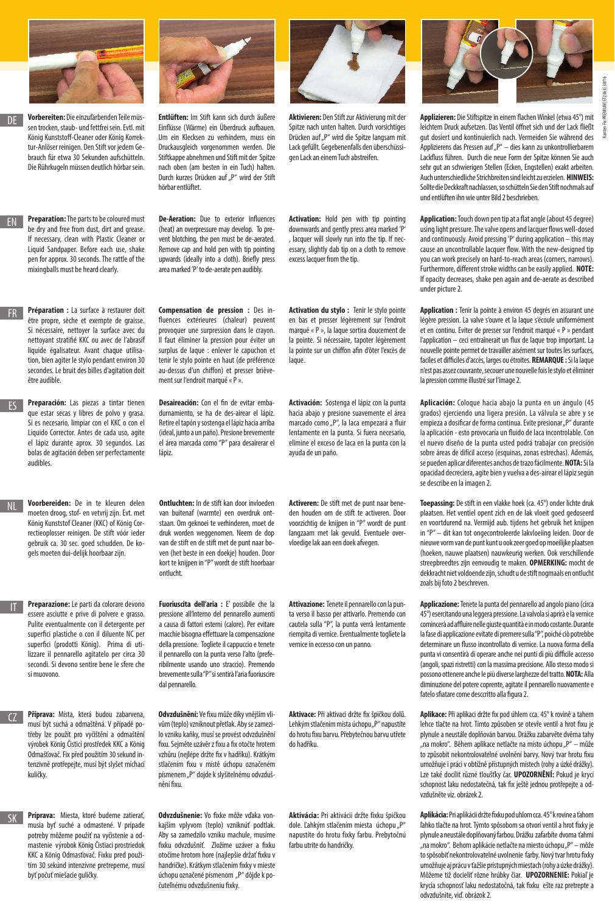## DE

**Vorbereiten:** Die einzufärbenden Teile müssen trocken, staub- und fettfrei sein. Evtl. mit König Kunststoff-Cleaner oder König Korrektur-Anlöser reinigen. Den Stift vor jedem Gebrauch für etwa 30 Sekunden aufschütteln. Die Rührkugeln müssen deutlich hörbar sein.

**Entlüften:** Im Stift kann sich durch äußere Einflüsse (Wärme) ein Überdruck aufbauen. Um ein Klecksen zu verhindern, muss ein Druckausgleich vorgenommen werden. Die Stiftkappe abnehmen und Stift mit der Spitze nach oben (am besten in ein Tuch) halten. Durch kurzes Drücken auf „P" wird der Stift hörbar entlüftet.

**Aktivieren:** Den Stift zur Aktivierung mit der Spitze nach unten halten. Durch vorsichtiges Drücken auf „P" wird die Spitze langsam mit Lack gefüllt. Gegebenenfalls den überschüssigen Lack an einem Tuch abstreifen.

**Applizieren:** Die Stiftspitze in einem flachen Winkel (etwa 45°) mit leichtem Druck aufsetzen. Das Ventil öffnet sich und der Lack fließt gut dosiert und kontinuierlich nach. Vermeiden Sie während des Applizierens das Pressen auf „P" – dies kann zu unkontrollierbarem Lackfluss führen. Durch die neue Form der Spitze können Sie auch sehr gut an schwierigen Stellen (Ecken, Engstellen) exakt arbeiten. Auch unterschiedliche Strichbreiten sind leicht zu erzielen. **HINWEIS:** Sollte die Deckkraft nachlassen, so schütteln Sie den Stift nochmals auf und entlüften ihn wie unter Bild 2 beschrieben.

## EN

**Preparation:** The parts to be coloured must be dry and free from dust, dirt and grease. If necessary, clean with Plastic Cleaner or Liquid Sandpaper. Before each use, shake pen for approx. 30 seconds. The rattle of the mixingballs must be heard clearly.

**De-Aeration:** Due to exterior influences (heat) an overpressure may develop. To prevent blotching, the pen must be de-aerated. Remove cap and hold pen with tip pointing upwards (ideally into a cloth). Briefly press area marked 'P' to de-aerate pen audibly.

**Activation:** Hold pen with tip pointing downwards and gently press area marked 'P' , lacquer will slowly run into the tip. If necessary, slightly dab tip on a cloth to remove excess lacquer from the tip.

**Application:** Touch down pen tip at a flat angle (about 45 degree) using light pressure. The valve opens and lacquer flows well-dosed and continuously. Avoid pressing 'P' during application – this may cause an uncontrollable lacquer flow. With the new-designed tip you can work precisely on hard-to-reach areas (corners, narrows). Furthermore, different stroke widths can be easily applied. **NOTE:** If opacity decreases, shake pen again and de-aerate as described under picture 2.

## FR

**Préparation :** La surface à restaurer doit être propre, sèche et exempte de graisse. Si nécessaire, nettoyer la surface avec du nettoyant stratifié KKC ou avec de l'abrasif liquide égalisateur. Avant chaque utilisation, bien agiter le stylo pendant environ 30 secondes. Le bruit des billes d'agitation doit être audible.

**Compensation de pression :** Des influences extérieures (chaleur) peuvent provoquer une surpression dans le crayon. Il faut éliminer la pression pour éviter un surplus de laque : enlever le capuchon et tenir le stylo pointe en haut (de préférence au-dessus d'un chiffon) et presser brièvement sur l'endroit marqué « P ».

**Activation du stylo :** Tenir le stylo pointe en bas et presser légèrement sur l'endroit marqué « P », la laque sortira doucement de la pointe. Si nécessaire, tapoter légèrement la pointe sur un chiffon afin d'ôter l'excès de laque.

**Application :** Tenir la pointe à environ 45 degrés en assurant une légère pression. La valve s'ouvre et la laque s'écoule uniformément et en continu. Eviter de presser sur l'endroit marqué « P » pendant l'application – ceci entraînerait un flux de laque trop important. La nouvelle pointe permet de travailler aisément sur toutes les surfaces, faciles et difficiles d'accès, larges ou étroites. **REMARQUE :** Si la laque n'est pas assez couvrante, secouer une nouvelle fois le stylo et éliminer la pression comme illustré sur l'image 2.

## ES

**Preparación:** Las piezas a tintar tienen que estar secas y libres de polvo y grasa. Si es necesario, limpiar con el KKC o con el Liquido Corrector. Antes de cada uso, agite el lápiz durante aprox. 30 segundos. Las bolas de agitación deben ser perfectamente audibles.

**Desaireación:** Con el fin de evitar embadurnamiento, se ha de des-airear el lápiz. Retire el tapón y sostenga el lápiz hacia arriba (ideal, junto a un paño). Presione brevemente el área marcada como "P" para desairear el lápiz.

**Activación:** Sostenga el lápiz con la punta hacia abajo y presione suavemente el área marcado como „P", la laca empezará a fluir lentamente en la punta. Si fuera necesario, elimine el exceso de laca en la punta con la ayuda de un paño.

**Aplicación:** Coloque hacia abajo la punta en un ángulo (45 grados) ejerciendo una ligera presión. La válvula se abre y se empieza a dosificar de forma continua. Evite presionar „P" durante la aplicación - esto provocaría un fluido de laca incontrolable. Con el nuevo diseño de la punta usted podrá trabajar con precisión sobre áreas de difícil acceso (esquinas, zonas estrechas). Además, se pueden aplicar diferentes anchos de trazo fácilmente. **NOTA:** Si la opacidad decreciera, agite bien y vuelva a des-airear el lápiz según se describe en la imagen 2.

## NL

**Voorbereiden:** De in te kleuren delen moeten droog, stof- en vetvrij zijn. Evt. met König Kunststof Cleaner (KKC) of König Correctieoplosser reinigen. De stift vóór ieder gebruik ca. 30 sec. goed schudden. De kogels moeten dui-delijk hoorbaar zijn.

**Ontluchten:** In de stift kan door invloeden van buitenaf (warmte) een overdruk ontstaan. Om geknoei te verhinderen, moet de druk worden weggenomen. Neem de dop van de stift en de stift met de punt naar boven (het beste in een doekje) houden. Door kort te knijpen in "P" wordt de stift hoorbaar ontlucht.

**Activeren:** De stift met de punt naar beneden houden om de stift te activeren. Door voorzichtig de knijpen in "P" wordt de punt langzaam met lak gevuld. Eventuele overvloedige lak aan een doek afvegen.

**Toepassing:** De stift in een vlakke hoek (ca. 45°) onder lichte druk plaatsen. Het ventiel opent zich en de lak vloeit goed gedoseerd en voortdurend na. Vermijd aub. tijdens het gebruik het knijpen in "P" – dit kan tot ongecontroleerde lakvloeiing leiden. Door de nieuwe vorm van de punt kunt u ook zeer goed op moeilijke plaatsen (hoeken, nauwe plaatsen) nauwkeurig werken. Ook verschillende streepbreedtes zijn eenvoudig te maken. **OPMERKING:** mocht de dekkracht niet voldoende zijn, schudt u de stift nogmaals en ontlucht zoals bij foto 2 beschreven.

## IT

**Preparazione:** Le parti da colorare devono essere asciutte e prive di polvere e grasso. Pulite eventualmente con il detergente per superfici plastiche o con il diluente NC per superfici (prodotti König). Prima di utilizzare il pennarello agitatelo per circa 30 secondi. Si devono sentire bene le sfere che si muovono.

**Fuoriuscita dell'aria :** E' possibile che la pressione all'interno del pennarello aumenti a causa di fattori esterni (calore). Per evitare macchie bisogna effettuare la compensazione della pressione. Togliete il cappuccio e tenete il pennarello con la punta verso l'alto (preferibilmente usando uno straccio). Premendo brevemente sulla "P" si sentirà l'aria fuoriuscire dal pennarello.

**Attivazione:** Tenete il pennarello con la punta verso il basso per attivarlo. Premendo con cautela sulla "P", la punta verrà lentamente riempita di vernice. Eventualmente togliete la vernice in eccesso con un panno.

**Applicazione:** Tenete la punta del pennarello ad angolo piano (circa 45°) esercitando una leggera pressione. La valvola si aprirà e la vernice comincerà ad affluire nelle giuste quantità e in modo costante. Durante la fase di applicazione evitate di premere sulla "P", poiché ciò potrebbe determinare un flusso incontrollato di vernice. La nuova forma della punta vi consentirà di operare anche nei punti di più difficile accesso (angoli, spazi ristretti) con la massima precisione. Allo stesso modo si possono ottenere anche le più diverse larghezze del tratto. **NOTA:** Alla diminuzione del potere coprente, agitate il pennarello nuovamente e fatelo sfiatare come descritto alla figura 2.

## CZ

**Příprava:** Místa, která budou zabarvena, musí být suchá a odmaštěná. V případě potřeby lze použít pro vyčištění a odmaštění výrobek König Čisticí prostředek KKC a König Odmašťovač. Fix před použitím 30 sekund intenzivně protřepejte, musí být slyšet míchací kuličky.

**Odvzdušnění:** Ve fixu může díky vnějším vlivům (teplo) vzniknout přetlak. Aby se zamezilo vzniku kaňky, musí se provést odvzdušnění fixu. Sejměte uzávěr z fixu a fix otočte hrotem vzhůru (nejlépe držte fix v hadříku). Krátkým stlačením fixu v místě úchopu označeném písmenem „P" dojde k slyšitelnému odvzdušnění fixu.

**Aktivace:** Při aktivaci držte fix špičkou dolů. Lehkým stlačením místa úchopu „P" napustíte do hrotu fixu barvu. Přebytečnou barvu utřete do hadříku.

**Aplikace:** Při aplikaci držte fix pod úhlem cca. 45° k rovině a tahem lehce tlačte na hrot. Tímto způsobem se otevře ventil a hrot fixu je plynule a neustále doplňován barvou. Drážku zabarvěte dvěma tahy „na mokro". Během aplikace netlačte na místo úchopu „P" – může to způsobit nekontrolovatelné uvolnění barvy. Nový tvar hrotu fixu umožňuje i práci v obtížně přístupných místech (rohy a úzké drážky). Lze také docílit různé tloušťky čar. **UPOZORNĚNÍ:** Pokud je krycí schopnost laku nedostatečná, tak fix ještě jednou protřepejte a odvzdušněte viz. obrázek 2.

## SK

**Príprava:** Miesta, ktoré budeme zatierať, musia byť suché a odmastené. V prípade potreby môžeme použiť na vyčistenie a odmastenie výrobok König Čistiaci prostriedok KKC a König Odmasťovač. Fixku pred použitím 30 sekúnd intenzívne pretrepeme, musí byť počuť miešacie guličky.

**Odvzdušnenie:** Vo fixke môže vďaka vonkajším vplyvom (teplo) vzniknúť podtlak. Aby sa zamedzilo vzniku machule, musíme fixku odvzdušniť. Zložíme uzáver a fixku otočíme hrotom hore (najlepšie držať fixku v handričke). Krátkym stlačením fixky v mieste úchopu označeného písmenom „P" dôjde k počuteľnému odvzdušneniu fixky.

**Aktivácia:** Pri aktivácii držte fixku špičkou dole. Ľahkým stlačením miesta úchopu „P" napustíte do hrotu fixky farbu. Prebytočnú farbu utrite do handričky.

**Aplikácia:** Pri aplikácii držte fixku pod uhlom cca. 45° k rovine a ťahom ľahko tlačte na hrot. Týmto spôsobom sa otvorí ventil a hrot fixky je plynule a neustále doplňovaný farbou. Drážku zafarbite dvoma ťahmi „na mokro". Behom aplikácie netlačte na miesto úchopu „P" – môže to spôsobiť nekontrolovateľné uvoľnenie farby. Nový tvar hrotu fixky umožňuje aj prácu v ťažšie prístupných miestach (rohy a úzke drážky). Môžeme tiež docieliť rôzne hrúbky čiar. **UPOZORNENIE:** Pokiaľ je krycia schopnosť laku nedostatočná, tak fixku ešte raz pretrepte a odvzdušnite, viď. obrázok 2.